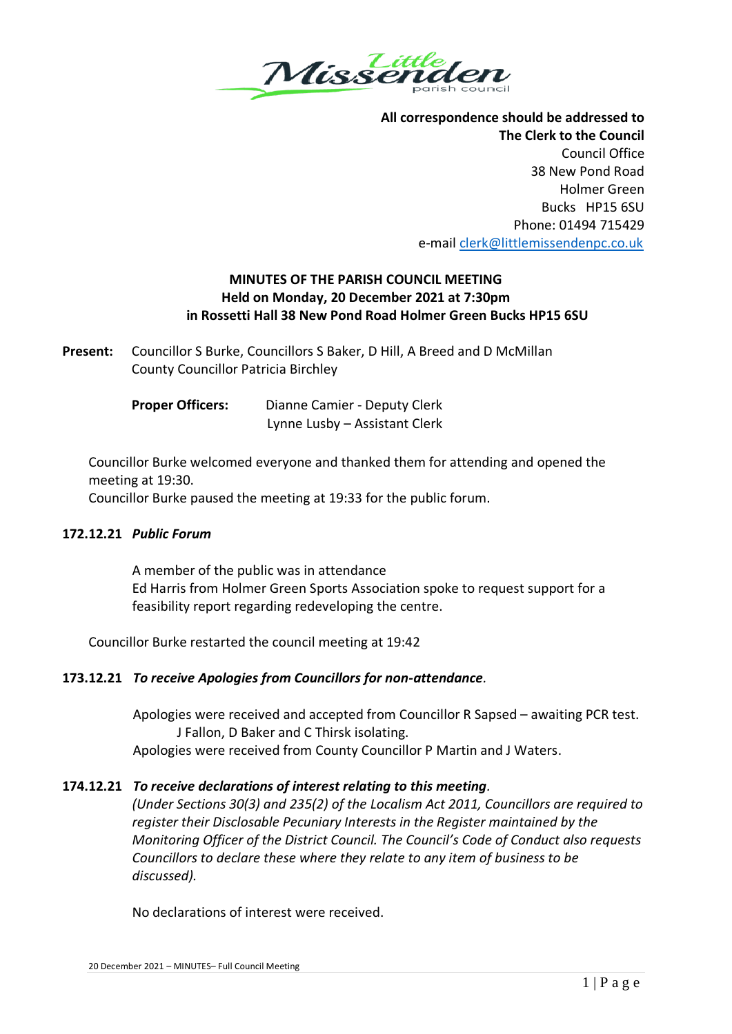**All correspondence should be addressed to**
**The Clerk to the Council**
Council Office
38 New Pond Road
Holmer Green
Bucks HP15 6SU
Phone: 01494 715429
e-mail clerk@littlemissendenpc.co.uk

## MINUTES OF THE PARISH COUNCIL MEETING
## Held on Monday, 20 December 2021 at 7:30pm
## in Rossetti Hall 38 New Pond Road Holmer Green Bucks HP15 6SU

**Present:** Councillor S Burke, Councillors S Baker, D Hill, A Breed and D McMillan
County Councillor Patricia Birchley

**Proper Officers:** Dianne Camier - Deputy Clerk
Lynne Lusby – Assistant Clerk

Councillor Burke welcomed everyone and thanked them for attending and opened the meeting at 19:30.
Councillor Burke paused the meeting at 19:33 for the public forum.

### 172.12.21 *Public Forum*

A member of the public was in attendance
Ed Harris from Holmer Green Sports Association spoke to request support for a feasibility report regarding redeveloping the centre.

Councillor Burke restarted the council meeting at 19:42

### 173.12.21 *To receive Apologies from Councillors for non-attendance.*

Apologies were received and accepted from Councillor R Sapsed – awaiting PCR test. J Fallon, D Baker and C Thirsk isolating.
Apologies were received from County Councillor P Martin and J Waters.

### 174.12.21 *To receive declarations of interest relating to this meeting.*

*(Under Sections 30(3) and 235(2) of the Localism Act 2011, Councillors are required to register their Disclosable Pecuniary Interests in the Register maintained by the Monitoring Officer of the District Council. The Council's Code of Conduct also requests Councillors to declare these where they relate to any item of business to be discussed).*

No declarations of interest were received.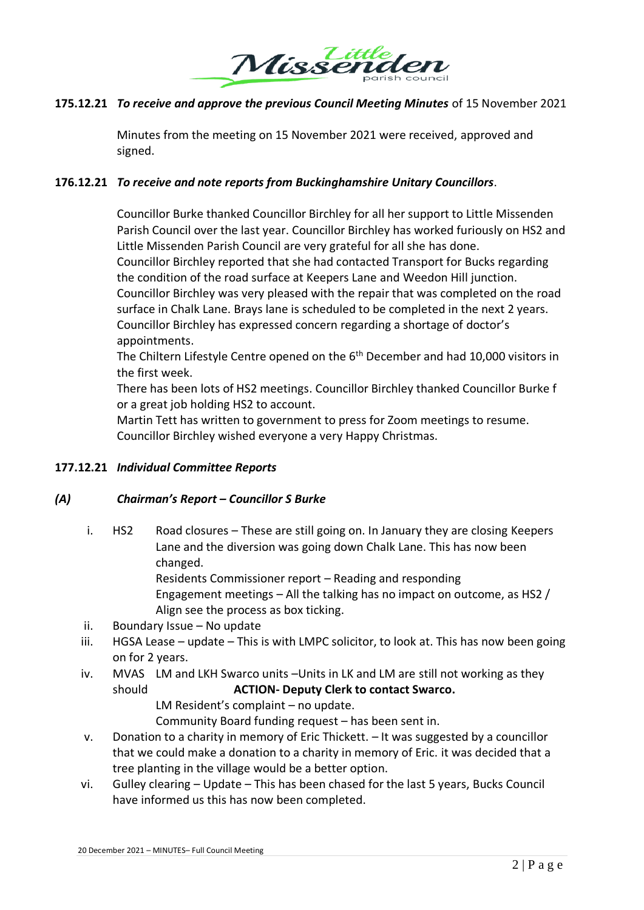**175.12.21** ***To receive and approve the previous Council Meeting Minutes*** of 15 November 2021

Minutes from the meeting on 15 November 2021 were received, approved and signed.

**176.12.21** ***To receive and note reports from Buckinghamshire Unitary Councillors***.

Councillor Burke thanked Councillor Birchley for all her support to Little Missenden Parish Council over the last year. Councillor Birchley has worked furiously on HS2 and Little Missenden Parish Council are very grateful for all she has done.
Councillor Birchley reported that she had contacted Transport for Bucks regarding the condition of the road surface at Keepers Lane and Weedon Hill junction.
Councillor Birchley was very pleased with the repair that was completed on the road surface in Chalk Lane. Brays lane is scheduled to be completed in the next 2 years.
Councillor Birchley has expressed concern regarding a shortage of doctor's appointments.
The Chiltern Lifestyle Centre opened on the 6th December and had 10,000 visitors in the first week.
There has been lots of HS2 meetings. Councillor Birchley thanked Councillor Burke f or a great job holding HS2 to account.
Martin Tett has written to government to press for Zoom meetings to resume.
Councillor Birchley wished everyone a very Happy Christmas.

**177.12.21** ***Individual Committee Reports***

***(A) Chairman's Report – Councillor S Burke***

i. HS2 Road closures – These are still going on. In January they are closing Keepers Lane and the diversion was going down Chalk Lane. This has now been changed.
   Residents Commissioner report – Reading and responding
   Engagement meetings – All the talking has no impact on outcome, as HS2 / Align see the process as box ticking.
ii. Boundary Issue – No update
iii. HGSA Lease – update – This is with LMPC solicitor, to look at. This has now been going on for 2 years.
iv. MVAS LM and LKH Swarco units –Units in LK and LM are still not working as they should **ACTION- Deputy Clerk to contact Swarco.**
   LM Resident's complaint – no update.
   Community Board funding request – has been sent in.
v. Donation to a charity in memory of Eric Thickett. – It was suggested by a councillor that we could make a donation to a charity in memory of Eric. it was decided that a tree planting in the village would be a better option.
vi. Gulley clearing – Update – This has been chased for the last 5 years, Bucks Council have informed us this has now been completed.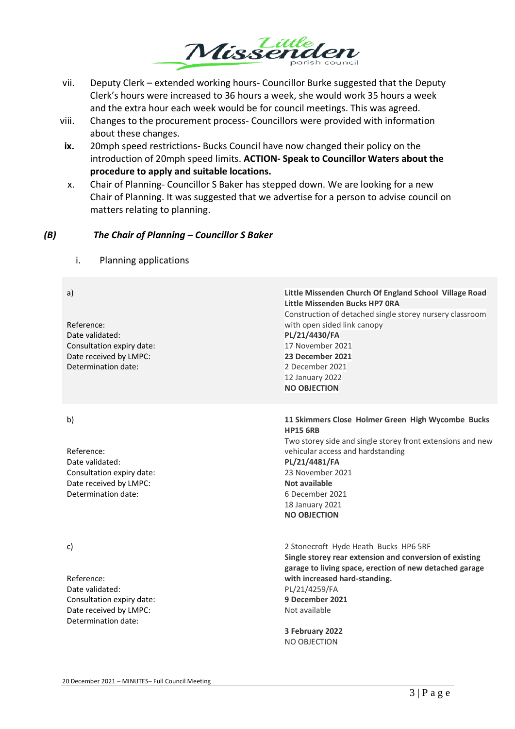vii. Deputy Clerk – extended working hours- Councillor Burke suggested that the Deputy Clerk's hours were increased to 36 hours a week, she would work 35 hours a week and the extra hour each week would be for council meetings. This was agreed.

viii. Changes to the procurement process- Councillors were provided with information about these changes.

**ix.** 20mph speed restrictions- Bucks Council have now changed their policy on the introduction of 20mph speed limits. **ACTION- Speak to Councillor Waters about the procedure to apply and suitable locations.**

x. Chair of Planning- Councillor S Baker has stepped down. We are looking for a new Chair of Planning. It was suggested that we advertise for a person to advise council on matters relating to planning.

### *(B) The Chair of Planning – Councillor S Baker*

i. Planning applications

| a) | **Little Missenden Church Of England School Village Road Little Missenden Bucks HP7 0RA** Construction of detached single storey nursery classroom with open sided link canopy |
|---|---|
| Reference: | **PL/21/4430/FA** |
| Date validated: | 17 November 2021 |
| Consultation expiry date: | **23 December 2021** |
| Date received by LMPC: | 2 December 2021 |
| Determination date: | 12 January 2022 |
| | **NO OBJECTION** |

| b) | **11 Skimmers Close Holmer Green High Wycombe Bucks HP15 6RB** Two storey side and single storey front extensions and new vehicular access and hardstanding |
|---|---|
| Reference: | **PL/21/4481/FA** |
| Date validated: | 23 November 2021 |
| Consultation expiry date: | **Not available** |
| Date received by LMPC: | 6 December 2021 |
| Determination date: | 18 January 2021 |
| | **NO OBJECTION** |

| c) | 2 Stonecroft Hyde Heath Bucks HP6 5RF **Single storey rear extension and conversion of existing garage to living space, erection of new detached garage with increased hard-standing.** |
|---|---|
| Reference: | PL/21/4259/FA |
| Date validated: | **9 December 2021** |
| Consultation expiry date: | Not available |
| Date received by LMPC: | |
| Determination date: | **3 February 2022** |
| | NO OBJECTION |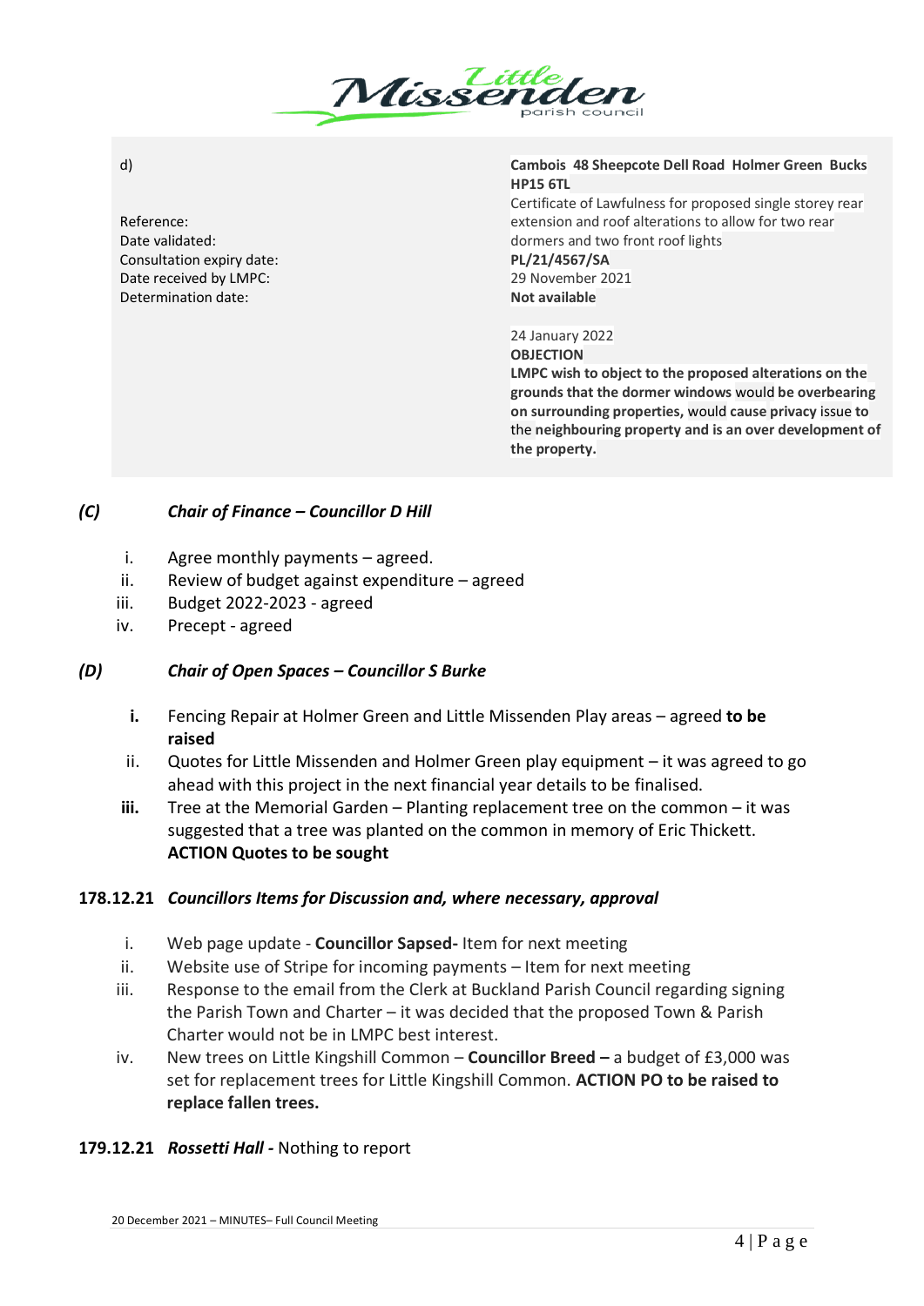d)

| | |
|---|---|
| | **Cambois 48 Sheepcote Dell Road Holmer Green Bucks HP15 6TL** |
| | Certificate of Lawfulness for proposed single storey rear extension and roof alterations to allow for two rear dormers and two front roof lights |
| Reference: | **PL/21/4567/SA** |
| Date validated: | 29 November 2021 |
| Consultation expiry date: | **Not available** |
| Date received by LMPC: | |
| Determination date: | 24 January 2022 |
| | **OBJECTION** |
| | **LMPC wish to object to the proposed alterations on the grounds that the dormer windows would be overbearing on surrounding properties, would cause privacy issue to the neighbouring property and is an over development of the property.** |

### *(C) Chair of Finance – Councillor D Hill*

i. Agree monthly payments – agreed.
ii. Review of budget against expenditure – agreed
iii. Budget 2022-2023 - agreed
iv. Precept - agreed

### *(D) Chair of Open Spaces – Councillor S Burke*

**i.** Fencing Repair at Holmer Green and Little Missenden Play areas – agreed **to be raised**
ii. Quotes for Little Missenden and Holmer Green play equipment – it was agreed to go ahead with this project in the next financial year details to be finalised.
**iii.** Tree at the Memorial Garden – Planting replacement tree on the common – it was suggested that a tree was planted on the common in memory of Eric Thickett. **ACTION Quotes to be sought**

### 178.12.21 *Councillors Items for Discussion and, where necessary, approval*

i. Web page update - **Councillor Sapsed-** Item for next meeting
ii. Website use of Stripe for incoming payments – Item for next meeting
iii. Response to the email from the Clerk at Buckland Parish Council regarding signing the Parish Town and Charter – it was decided that the proposed Town & Parish Charter would not be in LMPC best interest.
iv. New trees on Little Kingshill Common – **Councillor Breed –** a budget of £3,000 was set for replacement trees for Little Kingshill Common. **ACTION PO to be raised to replace fallen trees.**

### 179.12.21 *Rossetti Hall -* Nothing to report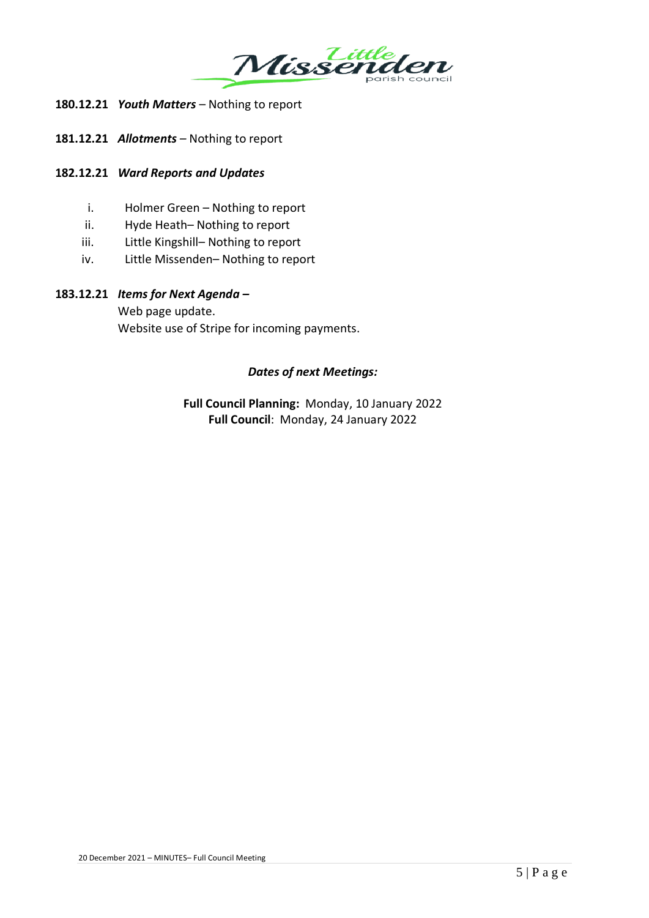**180.12.21** ***Youth Matters*** – Nothing to report

**181.12.21** ***Allotments*** – Nothing to report

**182.12.21** ***Ward Reports and Updates***

i. Holmer Green – Nothing to report
ii. Hyde Heath– Nothing to report
iii. Little Kingshill– Nothing to report
iv. Little Missenden– Nothing to report

**183.12.21** ***Items for Next Agenda –***

Web page update.
Website use of Stripe for incoming payments.

***Dates of next Meetings:***

**Full Council Planning:** Monday, 10 January 2022
**Full Council**: Monday, 24 January 2022